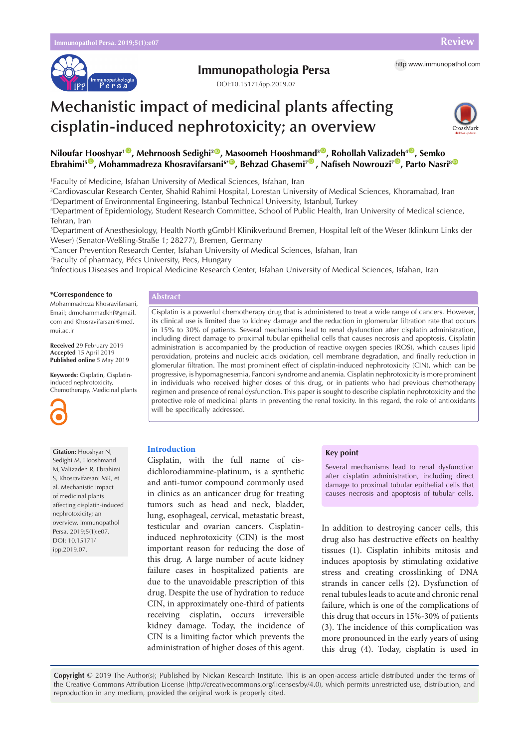Review

# Mechanistic impact of medicinal plants affecting cisplatin-induced nephrotoxicity; an overview

**Niloufar Hooshyar[1], Mehrnoosh Sedighi[2], Masoomeh Hooshmand[3], Rohollah Valizadeh[4], Semko Ebrahimi[5], Mohammadreza Khosravifarsani[6*], Behzad Ghasemi[7], Nafiseh Nowrouzi[7], Parto Nasri[8]**

[1]Faculty of Medicine, Isfahan University of Medical Sciences, Isfahan, Iran
[2]Cardiovascular Research Center, Shahid Rahimi Hospital, Lorestan University of Medical Sciences, Khoramabad, Iran
[3]Department of Environmental Engineering, Istanbul Technical University, Istanbul, Turkey
[4]Department of Epidemiology, Student Research Committee, School of Public Health, Iran University of Medical science, Tehran, Iran
[5]Department of Anesthesiology, Health North gGmbH Klinikverbund Bremen, Hospital left of the Weser (klinkum Links der Weser) (Senator-Weßling-Straße 1; 28277), Bremen, Germany
[6]Cancer Prevention Research Center, Isfahan University of Medical Sciences, Isfahan, Iran
[7]Faculty of pharmacy, Pécs University, Pecs, Hungary
[8]Infectious Diseases and Tropical Medicine Research Center, Isfahan University of Medical Sciences, Isfahan, Iran

**\*Correspondence to**
Mohammadreza Khosravifarsani, Email; drmohammadkhf@gmail.com and Khosravifarsani@med.mui.ac.ir

**Received** 29 February 2019
**Accepted** 15 April 2019
**Published online** 5 May 2019

**Keywords:** Cisplatin, Cisplatin-induced nephrotoxicity, Chemotherapy, Medicinal plants

## Abstract

Cisplatin is a powerful chemotherapy drug that is administered to treat a wide range of cancers. However, its clinical use is limited due to kidney damage and the reduction in glomerular filtration rate that occurs in 15% to 30% of patients. Several mechanisms lead to renal dysfunction after cisplatin administration, including direct damage to proximal tubular epithelial cells that causes necrosis and apoptosis. Cisplatin administration is accompanied by the production of reactive oxygen species (ROS), which causes lipid peroxidation, proteins and nucleic acids oxidation, cell membrane degradation, and finally reduction in glomerular filtration. The most prominent effect of cisplatin-induced nephrotoxicity (CIN), which can be progressive, is hypomagnesemia, Fanconi syndrome and anemia. Cisplatin nephrotoxicity is more prominent in individuals who received higher doses of this drug, or in patients who had previous chemotherapy regimen and presence of renal dysfunction. This paper is sought to describe cisplatin nephrotoxicity and the protective role of medicinal plants in preventing the renal toxicity. In this regard, the role of antioxidants will be specifically addressed.

**Citation:** Hooshyar N, Sedighi M, Hooshmand M, Valizadeh R, Ebrahimi S, Khosravifarsani MR, et al. Mechanistic impact of medicinal plants affecting cisplatin-induced nephrotoxicity; an overview. Immunopathol Persa. 2019;5(1):e07. DOI: 10.15171/ipp.2019.07.

## Introduction

Cisplatin, with the full name of cis-dichlorodiammine-platinum, is a synthetic and anti-tumor compound commonly used in clinics as an anticancer drug for treating tumors such as head and neck, bladder, lung, esophageal, cervical, metastatic breast, testicular and ovarian cancers. Cisplatin-induced nephrotoxicity (CIN) is the most important reason for reducing the dose of this drug. A large number of acute kidney failure cases in hospitalized patients are due to the unavoidable prescription of this drug. Despite the use of hydration to reduce CIN, in approximately one-third of patients receiving cisplatin, occurs irreversible kidney damage. Today, the incidence of CIN is a limiting factor which prevents the administration of higher doses of this agent.

**Key point**

Several mechanisms lead to renal dysfunction after cisplatin administration, including direct damage to proximal tubular epithelial cells that causes necrosis and apoptosis of tubular cells.

In addition to destroying cancer cells, this drug also has destructive effects on healthy tissues (1). Cisplatin inhibits mitosis and induces apoptosis by stimulating oxidative stress and creating crosslinking of DNA strands in cancer cells (2). Dysfunction of renal tubules leads to acute and chronic renal failure, which is one of the complications of this drug that occurs in 15%-30% of patients (3). The incidence of this complication was more pronounced in the early years of using this drug (4). Today, cisplatin is used in

**Copyright** © 2019 The Author(s); Published by Nickan Research Institute. This is an open-access article distributed under the terms of the Creative Commons Attribution License (http://creativecommons.org/licenses/by/4.0), which permits unrestricted use, distribution, and reproduction in any medium, provided the original work is properly cited.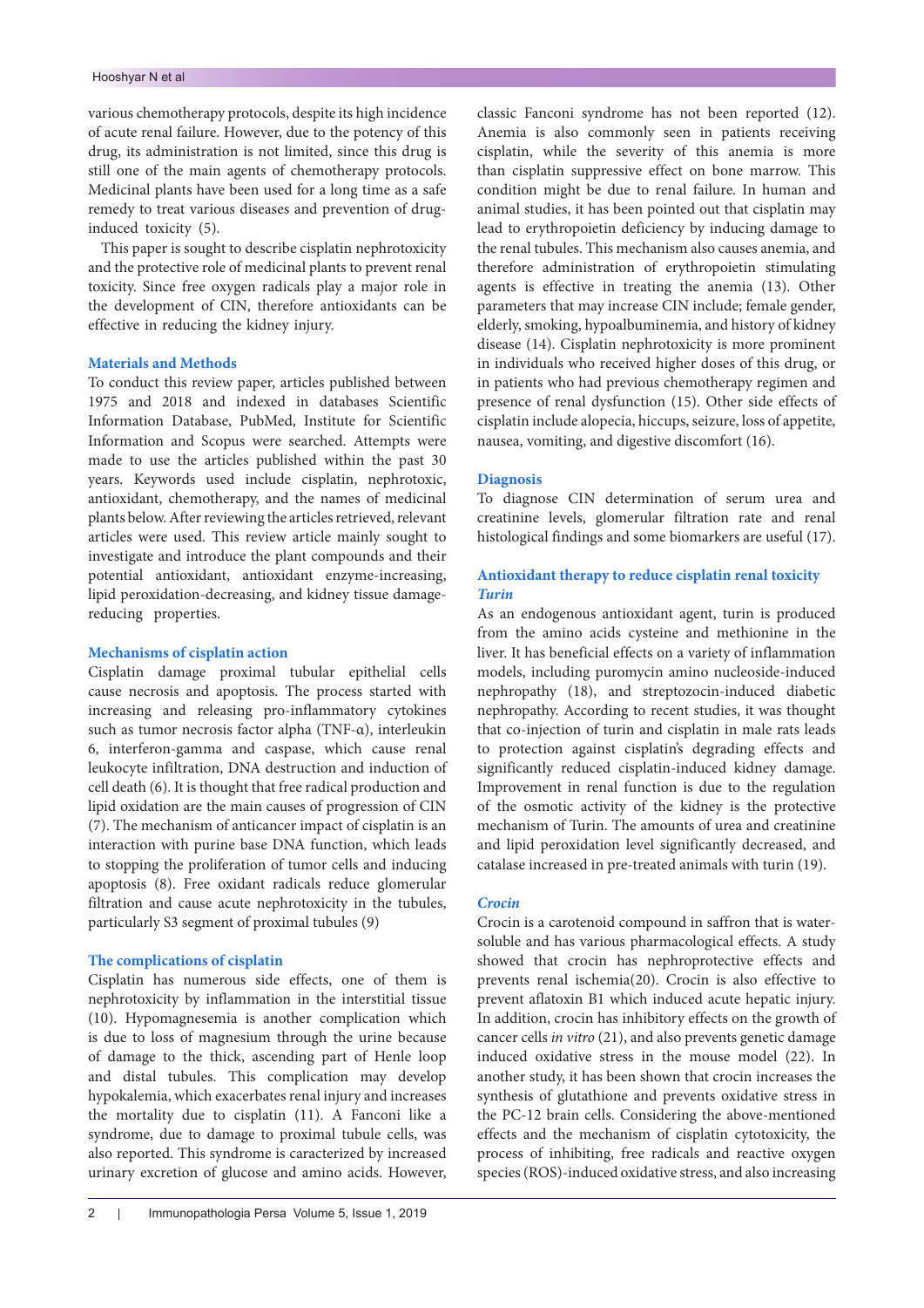various chemotherapy protocols, despite its high incidence of acute renal failure. However, due to the potency of this drug, its administration is not limited, since this drug is still one of the main agents of chemotherapy protocols. Medicinal plants have been used for a long time as a safe remedy to treat various diseases and prevention of drug-induced toxicity (5).

This paper is sought to describe cisplatin nephrotoxicity and the protective role of medicinal plants to prevent renal toxicity. Since free oxygen radicals play a major role in the development of CIN, therefore antioxidants can be effective in reducing the kidney injury.

## Materials and Methods

To conduct this review paper, articles published between 1975 and 2018 and indexed in databases Scientific Information Database, PubMed, Institute for Scientific Information and Scopus were searched. Attempts were made to use the articles published within the past 30 years. Keywords used include cisplatin, nephrotoxic, antioxidant, chemotherapy, and the names of medicinal plants below. After reviewing the articles retrieved, relevant articles were used. This review article mainly sought to investigate and introduce the plant compounds and their potential antioxidant, antioxidant enzyme-increasing, lipid peroxidation-decreasing, and kidney tissue damage-reducing properties.

## Mechanisms of cisplatin action

Cisplatin damage proximal tubular epithelial cells cause necrosis and apoptosis. The process started with increasing and releasing pro-inflammatory cytokines such as tumor necrosis factor alpha (TNF-α), interleukin 6, interferon-gamma and caspase, which cause renal leukocyte infiltration, DNA destruction and induction of cell death (6). It is thought that free radical production and lipid oxidation are the main causes of progression of CIN (7). The mechanism of anticancer impact of cisplatin is an interaction with purine base DNA function, which leads to stopping the proliferation of tumor cells and inducing apoptosis (8). Free oxidant radicals reduce glomerular filtration and cause acute nephrotoxicity in the tubules, particularly S3 segment of proximal tubules (9)

## The complications of cisplatin

Cisplatin has numerous side effects, one of them is nephrotoxicity by inflammation in the interstitial tissue (10). Hypomagnesemia is another complication which is due to loss of magnesium through the urine because of damage to the thick, ascending part of Henle loop and distal tubules. This complication may develop hypokalemia, which exacerbates renal injury and increases the mortality due to cisplatin (11). A Fanconi like a syndrome, due to damage to proximal tubule cells, was also reported. This syndrome is caracterized by increased urinary excretion of glucose and amino acids. However, classic Fanconi syndrome has not been reported (12). Anemia is also commonly seen in patients receiving cisplatin, while the severity of this anemia is more than cisplatin suppressive effect on bone marrow. This condition might be due to renal failure. In human and animal studies, it has been pointed out that cisplatin may lead to erythropoietin deficiency by inducing damage to the renal tubules. This mechanism also causes anemia, and therefore administration of erythropoietin stimulating agents is effective in treating the anemia (13). Other parameters that may increase CIN include; female gender, elderly, smoking, hypoalbuminemia, and history of kidney disease (14). Cisplatin nephrotoxicity is more prominent in individuals who received higher doses of this drug, or in patients who had previous chemotherapy regimen and presence of renal dysfunction (15). Other side effects of cisplatin include alopecia, hiccups, seizure, loss of appetite, nausea, vomiting, and digestive discomfort (16).

## Diagnosis

To diagnose CIN determination of serum urea and creatinine levels, glomerular filtration rate and renal histological findings and some biomarkers are useful (17).

## Antioxidant therapy to reduce cisplatin renal toxicity

### *Turin*

As an endogenous antioxidant agent, turin is produced from the amino acids cysteine and methionine in the liver. It has beneficial effects on a variety of inflammation models, including puromycin amino nucleoside-induced nephropathy (18), and streptozocin-induced diabetic nephropathy. According to recent studies, it was thought that co-injection of turin and cisplatin in male rats leads to protection against cisplatin's degrading effects and significantly reduced cisplatin-induced kidney damage. Improvement in renal function is due to the regulation of the osmotic activity of the kidney is the protective mechanism of Turin. The amounts of urea and creatinine and lipid peroxidation level significantly decreased, and catalase increased in pre-treated animals with turin (19).

### *Crocin*

Crocin is a carotenoid compound in saffron that is water-soluble and has various pharmacological effects. A study showed that crocin has nephroprotective effects and prevents renal ischemia(20). Crocin is also effective to prevent aflatoxin B1 which induced acute hepatic injury. In addition, crocin has inhibitory effects on the growth of cancer cells *in vitro* (21), and also prevents genetic damage induced oxidative stress in the mouse model (22). In another study, it has been shown that crocin increases the synthesis of glutathione and prevents oxidative stress in the PC-12 brain cells. Considering the above-mentioned effects and the mechanism of cisplatin cytotoxicity, the process of inhibiting, free radicals and reactive oxygen species (ROS)-induced oxidative stress, and also increasing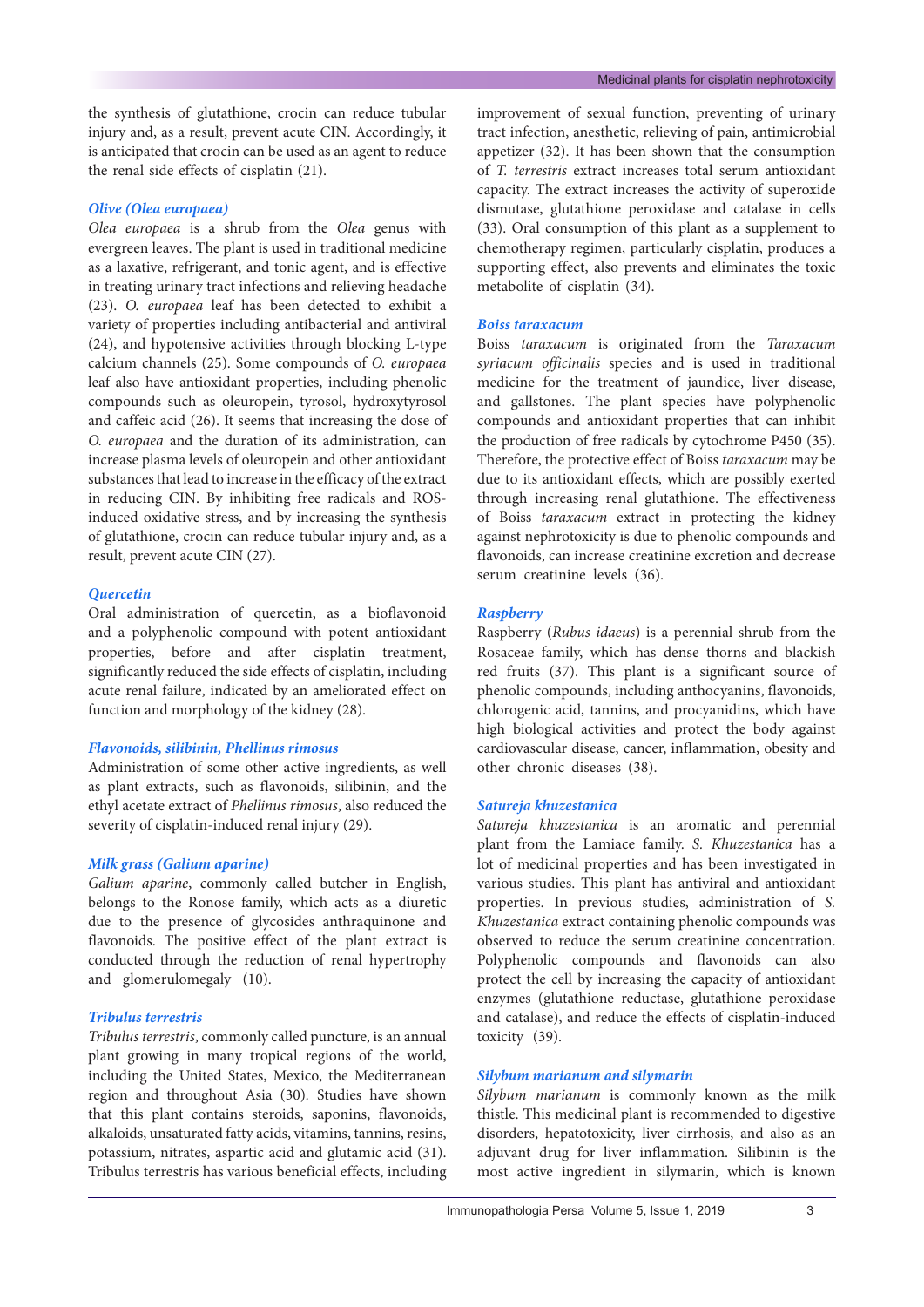the synthesis of glutathione, crocin can reduce tubular injury and, as a result, prevent acute CIN. Accordingly, it is anticipated that crocin can be used as an agent to reduce the renal side effects of cisplatin (21).

### *Olive (Olea europaea)*

*Olea europaea* is a shrub from the *Olea* genus with evergreen leaves. The plant is used in traditional medicine as a laxative, refrigerant, and tonic agent, and is effective in treating urinary tract infections and relieving headache (23). *O. europaea* leaf has been detected to exhibit a variety of properties including antibacterial and antiviral (24), and hypotensive activities through blocking L-type calcium channels (25). Some compounds of *O. europaea* leaf also have antioxidant properties, including phenolic compounds such as oleuropein, tyrosol, hydroxytyrosol and caffeic acid (26). It seems that increasing the dose of *O. europaea* and the duration of its administration, can increase plasma levels of oleuropein and other antioxidant substances that lead to increase in the efficacy of the extract in reducing CIN. By inhibiting free radicals and ROS-induced oxidative stress, and by increasing the synthesis of glutathione, crocin can reduce tubular injury and, as a result, prevent acute CIN (27).

### *Quercetin*

Oral administration of quercetin, as a bioflavonoid and a polyphenolic compound with potent antioxidant properties, before and after cisplatin treatment, significantly reduced the side effects of cisplatin, including acute renal failure, indicated by an ameliorated effect on function and morphology of the kidney (28).

### *Flavonoids, silibinin, Phellinus rimosus*

Administration of some other active ingredients, as well as plant extracts, such as flavonoids, silibinin, and the ethyl acetate extract of *Phellinus rimosus*, also reduced the severity of cisplatin-induced renal injury (29).

### *Milk grass (Galium aparine)*

*Galium aparine*, commonly called butcher in English, belongs to the Ronose family, which acts as a diuretic due to the presence of glycosides anthraquinone and flavonoids. The positive effect of the plant extract is conducted through the reduction of renal hypertrophy and glomerulomegaly (10).

### *Tribulus terrestris*

*Tribulus terrestris*, commonly called puncture, is an annual plant growing in many tropical regions of the world, including the United States, Mexico, the Mediterranean region and throughout Asia (30). Studies have shown that this plant contains steroids, saponins, flavonoids, alkaloids, unsaturated fatty acids, vitamins, tannins, resins, potassium, nitrates, aspartic acid and glutamic acid (31). Tribulus terrestris has various beneficial effects, including improvement of sexual function, preventing of urinary tract infection, anesthetic, relieving of pain, antimicrobial appetizer (32). It has been shown that the consumption of *T. terrestris* extract increases total serum antioxidant capacity. The extract increases the activity of superoxide dismutase, glutathione peroxidase and catalase in cells (33). Oral consumption of this plant as a supplement to chemotherapy regimen, particularly cisplatin, produces a supporting effect, also prevents and eliminates the toxic metabolite of cisplatin (34).

### *Boiss taraxacum*

Boiss *taraxacum* is originated from the *Taraxacum syriacum officinalis* species and is used in traditional medicine for the treatment of jaundice, liver disease, and gallstones. The plant species have polyphenolic compounds and antioxidant properties that can inhibit the production of free radicals by cytochrome P450 (35). Therefore, the protective effect of Boiss *taraxacum* may be due to its antioxidant effects, which are possibly exerted through increasing renal glutathione. The effectiveness of Boiss *taraxacum* extract in protecting the kidney against nephrotoxicity is due to phenolic compounds and flavonoids, can increase creatinine excretion and decrease serum creatinine levels (36).

### *Raspberry*

Raspberry (*Rubus idaeus*) is a perennial shrub from the Rosaceae family, which has dense thorns and blackish red fruits (37). This plant is a significant source of phenolic compounds, including anthocyanins, flavonoids, chlorogenic acid, tannins, and procyanidins, which have high biological activities and protect the body against cardiovascular disease, cancer, inflammation, obesity and other chronic diseases (38).

### *Satureja khuzestanica*

*Satureja khuzestanica* is an aromatic and perennial plant from the Lamiace family. *S. Khuzestanica* has a lot of medicinal properties and has been investigated in various studies. This plant has antiviral and antioxidant properties. In previous studies, administration of *S. Khuzestanica* extract containing phenolic compounds was observed to reduce the serum creatinine concentration. Polyphenolic compounds and flavonoids can also protect the cell by increasing the capacity of antioxidant enzymes (glutathione reductase, glutathione peroxidase and catalase), and reduce the effects of cisplatin-induced toxicity (39).

### *Silybum marianum and silymarin*

*Silybum marianum* is commonly known as the milk thistle. This medicinal plant is recommended to digestive disorders, hepatotoxicity, liver cirrhosis, and also as an adjuvant drug for liver inflammation. Silibinin is the most active ingredient in silymarin, which is known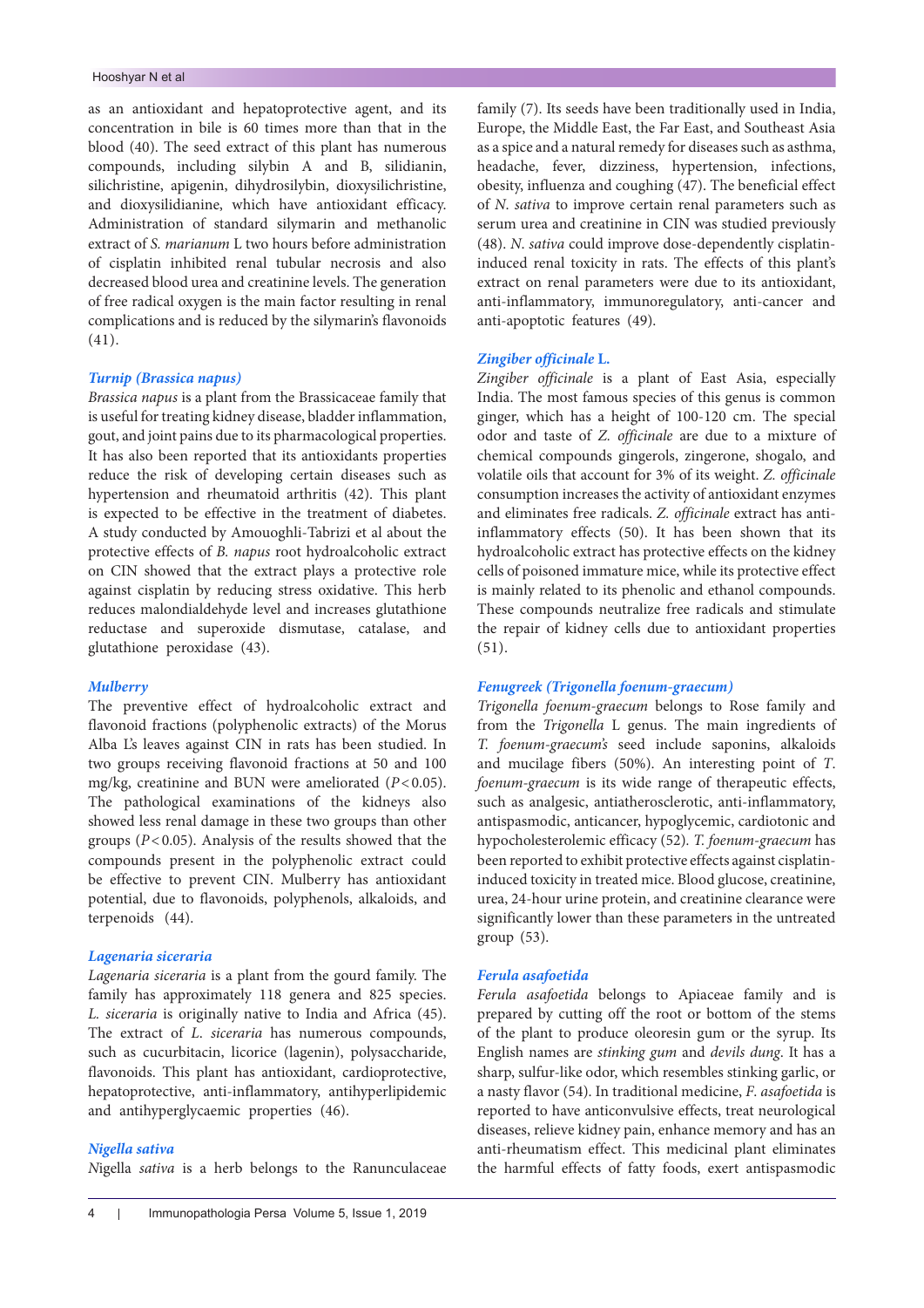as an antioxidant and hepatoprotective agent, and its concentration in bile is 60 times more than that in the blood (40). The seed extract of this plant has numerous compounds, including silybin A and B, silidianin, silichristine, apigenin, dihydrosilybin, dioxysilichristine, and dioxysilidianine, which have antioxidant efficacy. Administration of standard silymarin and methanolic extract of *S. marianum* L two hours before administration of cisplatin inhibited renal tubular necrosis and also decreased blood urea and creatinine levels. The generation of free radical oxygen is the main factor resulting in renal complications and is reduced by the silymarin's flavonoids (41).

### *Turnip (Brassica napus)*

*Brassica napus* is a plant from the Brassicaceae family that is useful for treating kidney disease, bladder inflammation, gout, and joint pains due to its pharmacological properties. It has also been reported that its antioxidants properties reduce the risk of developing certain diseases such as hypertension and rheumatoid arthritis (42). This plant is expected to be effective in the treatment of diabetes. A study conducted by Amouoghli-Tabrizi et al about the protective effects of *B. napus* root hydroalcoholic extract on CIN showed that the extract plays a protective role against cisplatin by reducing stress oxidative. This herb reduces malondialdehyde level and increases glutathione reductase and superoxide dismutase, catalase, and glutathione peroxidase (43).

### *Mulberry*

The preventive effect of hydroalcoholic extract and flavonoid fractions (polyphenolic extracts) of the Morus Alba L's leaves against CIN in rats has been studied. In two groups receiving flavonoid fractions at 50 and 100 mg/kg, creatinine and BUN were ameliorated ($P<0.05$). The pathological examinations of the kidneys also showed less renal damage in these two groups than other groups ($P<0.05$). Analysis of the results showed that the compounds present in the polyphenolic extract could be effective to prevent CIN. Mulberry has antioxidant potential, due to flavonoids, polyphenols, alkaloids, and terpenoids (44).

### *Lagenaria siceraria*

*Lagenaria siceraria* is a plant from the gourd family. The family has approximately 118 genera and 825 species. *L. siceraria* is originally native to India and Africa (45). The extract of *L. siceraria* has numerous compounds, such as cucurbitacin, licorice (lagenin), polysaccharide, flavonoids. This plant has antioxidant, cardioprotective, hepatoprotective, anti-inflammatory, antihyperlipidemic and antihyperglycaemic properties (46).

### *Nigella sativa*

*Nigella sativa* is a herb belongs to the Ranunculaceae family (7). Its seeds have been traditionally used in India, Europe, the Middle East, the Far East, and Southeast Asia as a spice and a natural remedy for diseases such as asthma, headache, fever, dizziness, hypertension, infections, obesity, influenza and coughing (47). The beneficial effect of *N. sativa* to improve certain renal parameters such as serum urea and creatinine in CIN was studied previously (48). *N. sativa* could improve dose-dependently cisplatin-induced renal toxicity in rats. The effects of this plant's extract on renal parameters were due to its antioxidant, anti-inflammatory, immunoregulatory, anti-cancer and anti-apoptotic features (49).

### *Zingiber officinale* L.

*Zingiber officinale* is a plant of East Asia, especially India. The most famous species of this genus is common ginger, which has a height of 100-120 cm. The special odor and taste of *Z. officinale* are due to a mixture of chemical compounds gingerols, zingerone, shogalo, and volatile oils that account for 3% of its weight. *Z. officinale* consumption increases the activity of antioxidant enzymes and eliminates free radicals. *Z. officinale* extract has anti-inflammatory effects (50). It has been shown that its hydroalcoholic extract has protective effects on the kidney cells of poisoned immature mice, while its protective effect is mainly related to its phenolic and ethanol compounds. These compounds neutralize free radicals and stimulate the repair of kidney cells due to antioxidant properties (51).

### *Fenugreek (Trigonella foenum-graecum)*

*Trigonella foenum-graecum* belongs to Rose family and from the *Trigonella* L genus. The main ingredients of *T. foenum-graecum's* seed include saponins, alkaloids and mucilage fibers (50%). An interesting point of *T. foenum-graecum* is its wide range of therapeutic effects, such as analgesic, antiatherosclerotic, anti-inflammatory, antispasmodic, anticancer, hypoglycemic, cardiotonic and hypocholesterolemic efficacy (52). *T. foenum-graecum* has been reported to exhibit protective effects against cisplatin-induced toxicity in treated mice. Blood glucose, creatinine, urea, 24-hour urine protein, and creatinine clearance were significantly lower than these parameters in the untreated group (53).

### *Ferula asafoetida*

*Ferula asafoetida* belongs to Apiaceae family and is prepared by cutting off the root or bottom of the stems of the plant to produce oleoresin gum or the syrup. Its English names are *stinking gum* and *devils dung*. It has a sharp, sulfur-like odor, which resembles stinking garlic, or a nasty flavor (54). In traditional medicine, *F. asafoetida* is reported to have anticonvulsive effects, treat neurological diseases, relieve kidney pain, enhance memory and has an anti-rheumatism effect. This medicinal plant eliminates the harmful effects of fatty foods, exert antispasmodic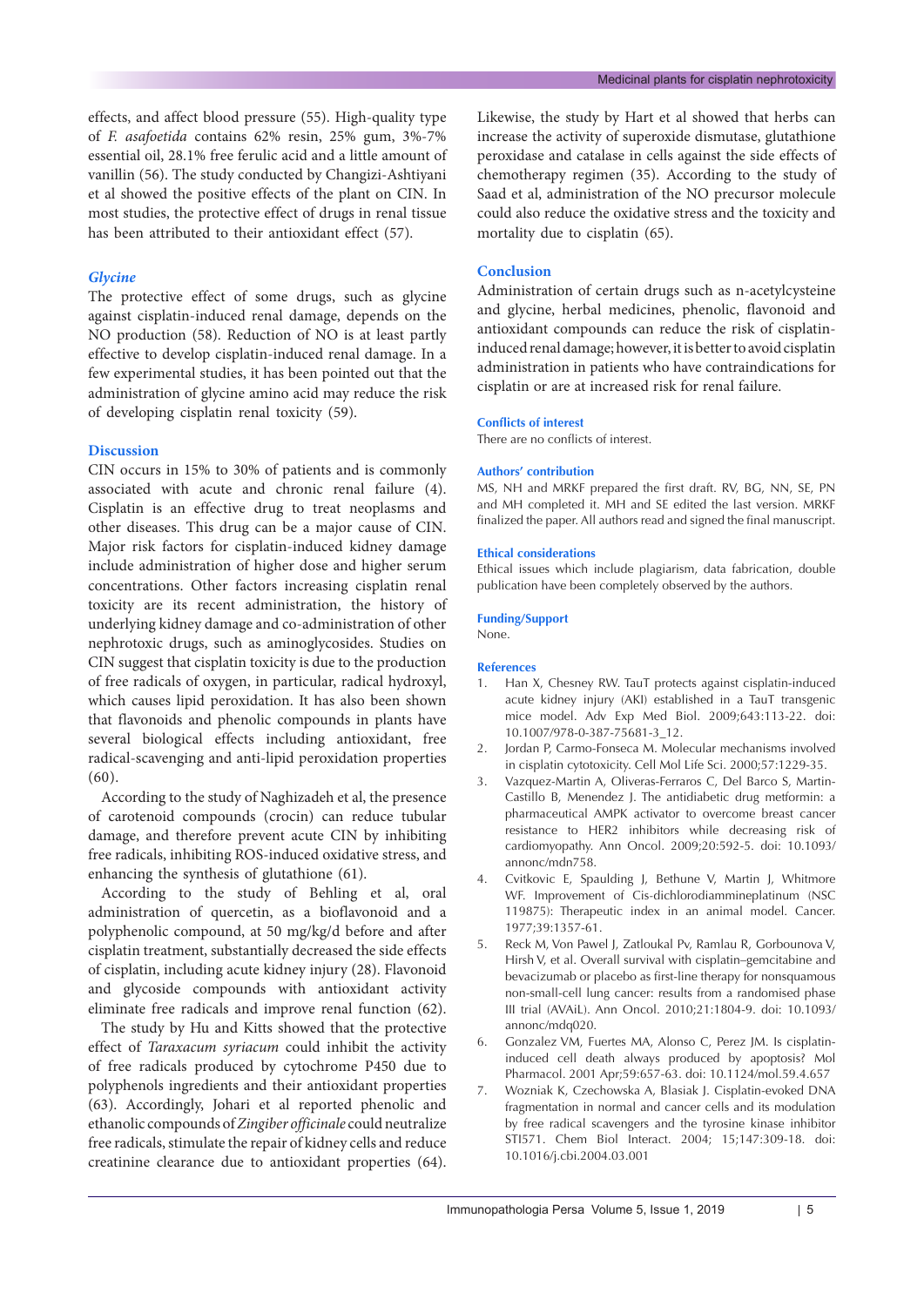effects, and affect blood pressure (55). High-quality type of *F. asafoetida* contains 62% resin, 25% gum, 3%-7% essential oil, 28.1% free ferulic acid and a little amount of vanillin (56). The study conducted by Changizi-Ashtiyani et al showed the positive effects of the plant on CIN. In most studies, the protective effect of drugs in renal tissue has been attributed to their antioxidant effect (57).

### *Glycine*

The protective effect of some drugs, such as glycine against cisplatin-induced renal damage, depends on the NO production (58). Reduction of NO is at least partly effective to develop cisplatin-induced renal damage. In a few experimental studies, it has been pointed out that the administration of glycine amino acid may reduce the risk of developing cisplatin renal toxicity (59).

## Discussion

CIN occurs in 15% to 30% of patients and is commonly associated with acute and chronic renal failure (4). Cisplatin is an effective drug to treat neoplasms and other diseases. This drug can be a major cause of CIN. Major risk factors for cisplatin-induced kidney damage include administration of higher dose and higher serum concentrations. Other factors increasing cisplatin renal toxicity are its recent administration, the history of underlying kidney damage and co-administration of other nephrotoxic drugs, such as aminoglycosides. Studies on CIN suggest that cisplatin toxicity is due to the production of free radicals of oxygen, in particular, radical hydroxyl, which causes lipid peroxidation. It has also been shown that flavonoids and phenolic compounds in plants have several biological effects including antioxidant, free radical-scavenging and anti-lipid peroxidation properties (60).

According to the study of Naghizadeh et al, the presence of carotenoid compounds (crocin) can reduce tubular damage, and therefore prevent acute CIN by inhibiting free radicals, inhibiting ROS-induced oxidative stress, and enhancing the synthesis of glutathione (61).

According to the study of Behling et al, oral administration of quercetin, as a bioflavonoid and a polyphenolic compound, at 50 mg/kg/d before and after cisplatin treatment, substantially decreased the side effects of cisplatin, including acute kidney injury (28). Flavonoid and glycoside compounds with antioxidant activity eliminate free radicals and improve renal function (62).

The study by Hu and Kitts showed that the protective effect of *Taraxacum syriacum* could inhibit the activity of free radicals produced by cytochrome P450 due to polyphenols ingredients and their antioxidant properties (63). Accordingly, Johari et al reported phenolic and ethanolic compounds of *Zingiber officinale* could neutralize free radicals, stimulate the repair of kidney cells and reduce creatinine clearance due to antioxidant properties (64). Likewise, the study by Hart et al showed that herbs can increase the activity of superoxide dismutase, glutathione peroxidase and catalase in cells against the side effects of chemotherapy regimen (35). According to the study of Saad et al, administration of the NO precursor molecule could also reduce the oxidative stress and the toxicity and mortality due to cisplatin (65).

## Conclusion

Administration of certain drugs such as n-acetylcysteine and glycine, herbal medicines, phenolic, flavonoid and antioxidant compounds can reduce the risk of cisplatin-induced renal damage; however, it is better to avoid cisplatin administration in patients who have contraindications for cisplatin or are at increased risk for renal failure.

### Conflicts of interest

There are no conflicts of interest.

### Authors' contribution

MS, NH and MRKF prepared the first draft. RV, BG, NN, SE, PN and MH completed it. MH and SE edited the last version. MRKF finalized the paper. All authors read and signed the final manuscript.

### Ethical considerations

Ethical issues which include plagiarism, data fabrication, double publication have been completely observed by the authors.

### Funding/Support

None.

### References

1. Han X, Chesney RW. TauT protects against cisplatin-induced acute kidney injury (AKI) established in a TauT transgenic mice model. Adv Exp Med Biol. 2009;643:113-22. doi: 10.1007/978-0-387-75681-3_12.
2. Jordan P, Carmo-Fonseca M. Molecular mechanisms involved in cisplatin cytotoxicity. Cell Mol Life Sci. 2000;57:1229-35.
3. Vazquez-Martin A, Oliveras-Ferraros C, Del Barco S, Martin-Castillo B, Menendez J. The antidiabetic drug metformin: a pharmaceutical AMPK activator to overcome breast cancer resistance to HER2 inhibitors while decreasing risk of cardiomyopathy. Ann Oncol. 2009;20:592-5. doi: 10.1093/annonc/mdn758.
4. Cvitkovic E, Spaulding J, Bethune V, Martin J, Whitmore WF. Improvement of Cis-dichlorodiammineplatinum (NSC 119875): Therapeutic index in an animal model. Cancer. 1977;39:1357-61.
5. Reck M, Von Pawel J, Zatloukal Pv, Ramlau R, Gorbounova V, Hirsh V, et al. Overall survival with cisplatin–gemcitabine and bevacizumab or placebo as first-line therapy for nonsquamous non-small-cell lung cancer: results from a randomised phase III trial (AVAiL). Ann Oncol. 2010;21:1804-9. doi: 10.1093/annonc/mdq020.
6. Gonzalez VM, Fuertes MA, Alonso C, Perez JM. Is cisplatin-induced cell death always produced by apoptosis? Mol Pharmacol. 2001 Apr;59:657-63. doi: 10.1124/mol.59.4.657
7. Wozniak K, Czechowska A, Blasiak J. Cisplatin-evoked DNA fragmentation in normal and cancer cells and its modulation by free radical scavengers and the tyrosine kinase inhibitor STI571. Chem Biol Interact. 2004; 15;147:309-18. doi: 10.1016/j.cbi.2004.03.001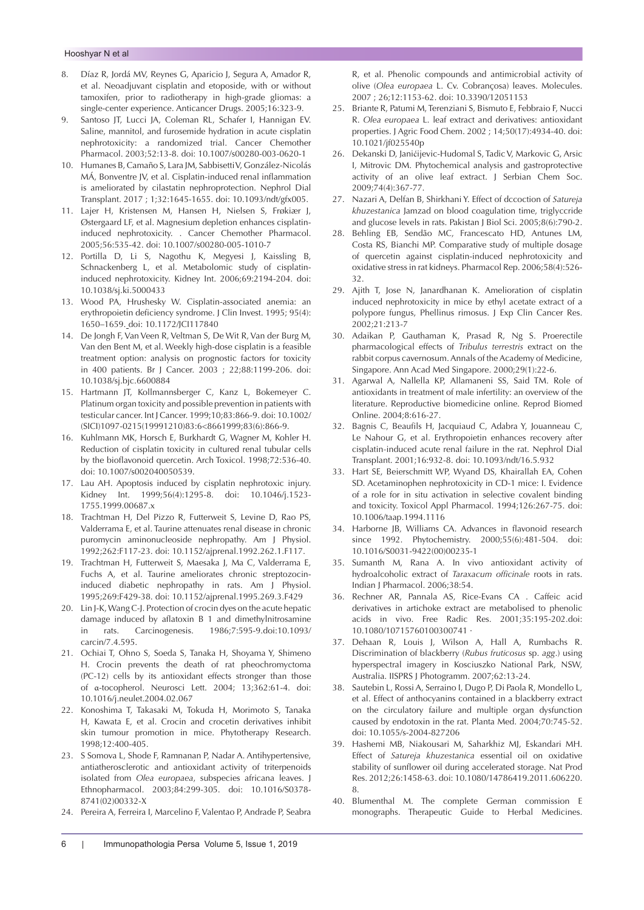8. Díaz R, Jordá MV, Reynes G, Aparicio J, Segura A, Amador R, et al. Neoadjuvant cisplatin and etoposide, with or without tamoxifen, prior to radiotherapy in high-grade gliomas: a single-center experience. Anticancer Drugs. 2005;16:323-9.
9. Santoso JT, Lucci JA, Coleman RL, Schafer I, Hannigan EV. Saline, mannitol, and furosemide hydration in acute cisplatin nephrotoxicity: a randomized trial. Cancer Chemother Pharmacol. 2003;52:13-8. doi: 10.1007/s00280-003-0620-1
10. Humanes B, Camaño S, Lara JM, Sabbisetti V, González-Nicolás MÁ, Bonventre JV, et al. Cisplatin-induced renal inflammation is ameliorated by cilastatin nephroprotection. Nephrol Dial Transplant. 2017 ; 1;32:1645-1655. doi: 10.1093/ndt/gfx005.
11. Lajer H, Kristensen M, Hansen H, Nielsen S, Frøkiær J, Østergaard LF, et al. Magnesium depletion enhances cisplatin-induced nephrotoxicity. . Cancer Chemother Pharmacol. 2005;56:535-42. doi: 10.1007/s00280-005-1010-7
12. Portilla D, Li S, Nagothu K, Megyesi J, Kaissling B, Schnackenberg L, et al. Metabolomic study of cisplatin-induced nephrotoxicity. Kidney Int. 2006;69:2194-204. doi: 10.1038/sj.ki.5000433
13. Wood PA, Hrushesky W. Cisplatin-associated anemia: an erythropoietin deficiency syndrome. J Clin Invest. 1995; 95(4): 1650–1659. doi: 10.1172/JCI117840
14. De Jongh F, Van Veen R, Veltman S, De Wit R, Van der Burg M, Van den Bent M, et al. Weekly high-dose cisplatin is a feasible treatment option: analysis on prognostic factors for toxicity in 400 patients. Br J Cancer. 2003 ; 22;88:1199-206. doi: 10.1038/sj.bjc.6600884
15. Hartmann JT, Kollmannsberger C, Kanz L, Bokemeyer C. Platinum organ toxicity and possible prevention in patients with testicular cancer. Int J Cancer. 1999;10;83:866-9. doi: 10.1002/(SICI)1097-0215(19991210)83:6<8661999;83(6):866-9.
16. Kuhlmann MK, Horsch E, Burkhardt G, Wagner M, Kohler H. Reduction of cisplatin toxicity in cultured renal tubular cells by the bioflavonoid quercetin. Arch Toxicol. 1998;72:536-40. doi: 10.1007/s002040050539.
17. Lau AH. Apoptosis induced by cisplatin nephrotoxic injury. Kidney Int. 1999;56(4):1295-8. doi: 10.1046/j.1523-1755.1999.00687.x
18. Trachtman H, Del Pizzo R, Futterweit S, Levine D, Rao PS, Valderrama E, et al. Taurine attenuates renal disease in chronic puromycin aminonucleoside nephropathy. Am J Physiol. 1992;262:F117-23. doi: 10.1152/ajprenal.1992.262.1.F117.
19. Trachtman H, Futterweit S, Maesaka J, Ma C, Valderrama E, Fuchs A, et al. Taurine ameliorates chronic streptozocin-induced diabetic nephropathy in rats. Am J Physiol. 1995;269:F429-38. doi: 10.1152/ajprenal.1995.269.3.F429
20. Lin J-K, Wang C-J. Protection of crocin dyes on the acute hepatic damage induced by aflatoxin B 1 and dimethylnitrosamine in rats. Carcinogenesis. 1986;7:595-9.doi:10.1093/carcin/7.4.595.
21. Ochiai T, Ohno S, Soeda S, Tanaka H, Shoyama Y, Shimeno H. Crocin prevents the death of rat pheochromyctoma (PC-12) cells by its antioxidant effects stronger than those of α-tocopherol. Neurosci Lett. 2004; 13;362:61-4. doi: 10.1016/j.neulet.2004.02.067
22. Konoshima T, Takasaki M, Tokuda H, Morimoto S, Tanaka H, Kawata E, et al. Crocin and crocetin derivatives inhibit skin tumour promotion in mice. Phytotherapy Research. 1998;12:400-405.
23. S Somova L, Shode F, Ramnanan P, Nadar A. Antihypertensive, antiatherosclerotic and antioxidant activity of triterpenoids isolated from *Olea europaea*, subspecies africana leaves. J Ethnopharmacol. 2003;84:299-305. doi: 10.1016/S0378-8741(02)00332-X
24. Pereira A, Ferreira I, Marcelino F, Valentao P, Andrade P, Seabra R, et al. Phenolic compounds and antimicrobial activity of olive (*Olea europaea* L. Cv. Cobrançosa) leaves. Molecules. 2007 ; 26;12:1153-62. doi: 10.3390/12051153
25. Briante R, Patumi M, Terenziani S, Bismuto E, Febbraio F, Nucci R. *Olea europaea* L. leaf extract and derivatives: antioxidant properties. J Agric Food Chem. 2002 ; 14;50(17):4934-40. doi: 10.1021/jf025540p
26. Dekanski D, Janićijevic-Hudomal S, Tadic V, Markovic G, Arsic I, Mitrovic DM. Phytochemical analysis and gastroprotective activity of an olive leaf extract. J Serbian Chem Soc. 2009;74(4):367-77.
27. Nazari A, Delfan B, Shirkhani Y. Effect of dccoction of *Satureja khuzestanica* Jamzad on blood coagulation time, triglyccride and glucose levels in rats. Pakistan J Biol Sci. 2005;8(6):790-2.
28. Behling EB, Sendão MC, Francescato HD, Antunes LM, Costa RS, Bianchi MP. Comparative study of multiple dosage of quercetin against cisplatin-induced nephrotoxicity and oxidative stress in rat kidneys. Pharmacol Rep. 2006;58(4):526-32.
29. Ajith T, Jose N, Janardhanan K. Amelioration of cisplatin induced nephrotoxicity in mice by ethyl acetate extract of a polypore fungus, Phellinus rimosus. J Exp Clin Cancer Res. 2002;21:213-7
30. Adaikan P, Gauthaman K, Prasad R, Ng S. Proerectile pharmacological effects of *Tribulus terrestris* extract on the rabbit corpus cavernosum. Annals of the Academy of Medicine, Singapore. Ann Acad Med Singapore. 2000;29(1):22-6.
31. Agarwal A, Nallella KP, Allamaneni SS, Said TM. Role of antioxidants in treatment of male infertility: an overview of the literature. Reproductive biomedicine online. Reprod Biomed Online. 2004;8:616-27.
32. Bagnis C, Beaufils H, Jacquiaud C, Adabra Y, Jouanneau C, Le Nahour G, et al. Erythropoietin enhances recovery after cisplatin-induced acute renal failure in the rat. Nephrol Dial Transplant. 2001;16:932-8. doi: 10.1093/ndt/16.5.932
33. Hart SE, Beierschmitt WP, Wyand DS, Khairallah EA, Cohen SD. Acetaminophen nephrotoxicity in CD-1 mice: I. Evidence of a role for in situ activation in selective covalent binding and toxicity. Toxicol Appl Pharmacol. 1994;126:267-75. doi: 10.1006/taap.1994.1116
34. Harborne JB, Williams CA. Advances in flavonoid research since 1992. Phytochemistry. 2000;55(6):481-504. doi: 10.1016/S0031-9422(00)00235-1
35. Sumanth M, Rana A. In vivo antioxidant activity of hydroalcoholic extract of *Taraxacum officinale* roots in rats. Indian J Pharmacol. 2006;38:54.
36. Rechner AR, Pannala AS, Rice-Evans CA . Caffeic acid derivatives in artichoke extract are metabolised to phenolic acids in vivo. Free Radic Res. 2001;35:195-202.doi: 10.1080/10715760100300741 ·
37. Dehaan R, Louis J, Wilson A, Hall A, Rumbachs R. Discrimination of blackberry (*Rubus fruticosus* sp. *agg*.) using hyperspectral imagery in Kosciuszko National Park, NSW, Australia. ISPRS J Photogramm. 2007;62:13-24.
38. Sautebin L, Rossi A, Serraino I, Dugo P, Di Paola R, Mondello L, et al. Effect of anthocyanins contained in a blackberry extract on the circulatory failure and multiple organ dysfunction caused by endotoxin in the rat. Planta Med. 2004;70:745-52. doi: 10.1055/s-2004-827206
39. Hashemi MB, Niakousari M, Saharkhiz MJ, Eskandari MH. Effect of *Satureja khuzestanica* essential oil on oxidative stability of sunflower oil during accelerated storage. Nat Prod Res. 2012;26:1458-63. doi: 10.1080/14786419.2011.606220.8.
40. Blumenthal M. The complete German commission E monographs. Therapeutic Guide to Herbal Medicines.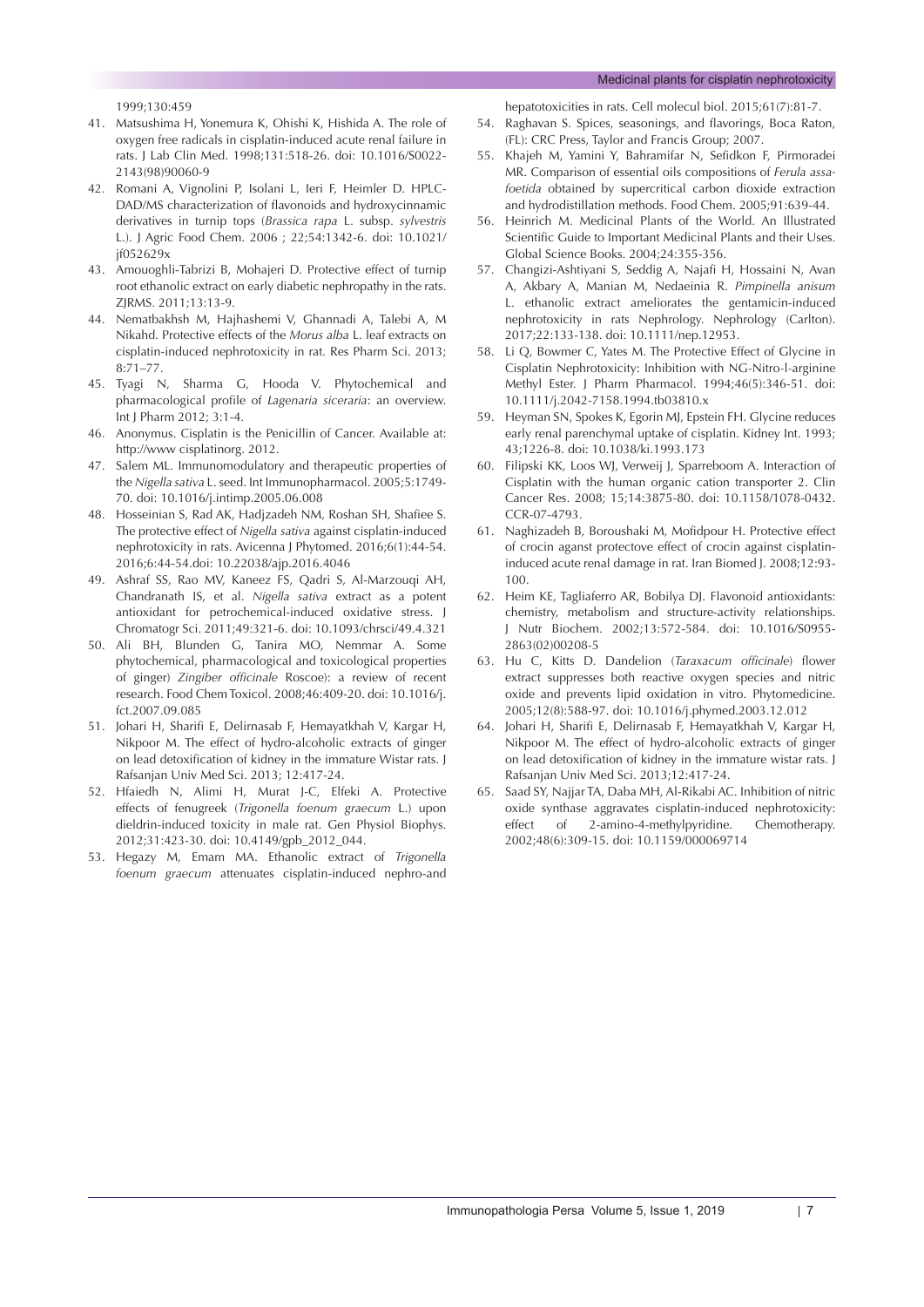1999;130:459

41. Matsushima H, Yonemura K, Ohishi K, Hishida A. The role of oxygen free radicals in cisplatin-induced acute renal failure in rats. J Lab Clin Med. 1998;131:518-26. doi: 10.1016/S0022-2143(98)90060-9
42. Romani A, Vignolini P, Isolani L, Ieri F, Heimler D. HPLC-DAD/MS characterization of flavonoids and hydroxycinnamic derivatives in turnip tops (*Brassica rapa* L. subsp. *sylvestris* L.). J Agric Food Chem. 2006 ; 22;54:1342-6. doi: 10.1021/jf052629x
43. Amouoghli-Tabrizi B, Mohajeri D. Protective effect of turnip root ethanolic extract on early diabetic nephropathy in the rats. ZJRMS. 2011;13:13-9.
44. Nematbakhsh M, Hajhashemi V, Ghannadi A, Talebi A, M Nikahd. Protective effects of the *Morus alba* L. leaf extracts on cisplatin-induced nephrotoxicity in rat. Res Pharm Sci. 2013; 8:71–77.
45. Tyagi N, Sharma G, Hooda V. Phytochemical and pharmacological profile of *Lagenaria siceraria*: an overview. Int J Pharm 2012; 3:1-4.
46. Anonymus. Cisplatin is the Penicillin of Cancer. Available at: http://www cisplatinorg. 2012.
47. Salem ML. Immunomodulatory and therapeutic properties of the *Nigella sativa* L. seed. Int Immunopharmacol. 2005;5:1749-70. doi: 10.1016/j.intimp.2005.06.008
48. Hosseinian S, Rad AK, Hadjzadeh NM, Roshan SH, Shafiee S. The protective effect of *Nigella sativa* against cisplatin-induced nephrotoxicity in rats. Avicenna J Phytomed. 2016;6(1):44-54. 2016;6:44-54.doi: 10.22038/ajp.2016.4046
49. Ashraf SS, Rao MV, Kaneez FS, Qadri S, Al-Marzouqi AH, Chandranath IS, et al. *Nigella sativa* extract as a potent antioxidant for petrochemical-induced oxidative stress. J Chromatogr Sci. 2011;49:321-6. doi: 10.1093/chrsci/49.4.321
50. Ali BH, Blunden G, Tanira MO, Nemmar A. Some phytochemical, pharmacological and toxicological properties of ginger) *Zingiber officinale* Roscoe): a review of recent research. Food Chem Toxicol. 2008;46:409-20. doi: 10.1016/j.fct.2007.09.085
51. Johari H, Sharifi E, Delirnasab F, Hemayatkhah V, Kargar H, Nikpoor M. The effect of hydro-alcoholic extracts of ginger on lead detoxification of kidney in the immature Wistar rats. J Rafsanjan Univ Med Sci. 2013; 12:417-24.
52. Hfaiedh N, Alimi H, Murat J-C, Elfeki A. Protective effects of fenugreek (*Trigonella foenum graecum* L.) upon dieldrin-induced toxicity in male rat. Gen Physiol Biophys. 2012;31:423-30. doi: 10.4149/gpb_2012_044.
53. Hegazy M, Emam MA. Ethanolic extract of *Trigonella foenum graecum* attenuates cisplatin-induced nephro-and hepatotoxicities in rats. Cell molecul biol. 2015;61(7):81-7.
54. Raghavan S. Spices, seasonings, and flavorings, Boca Raton, (FL): CRC Press, Taylor and Francis Group; 2007.
55. Khajeh M, Yamini Y, Bahramifar N, Sefidkon F, Pirmoradei MR. Comparison of essential oils compositions of *Ferula assa-foetida* obtained by supercritical carbon dioxide extraction and hydrodistillation methods. Food Chem. 2005;91:639-44.
56. Heinrich M. Medicinal Plants of the World. An Illustrated Scientific Guide to Important Medicinal Plants and their Uses. Global Science Books. 2004;24:355-356.
57. Changizi-Ashtiyani S, Seddig A, Najafi H, Hossaini N, Avan A, Akbary A, Manian M, Nedaeinia R. *Pimpinella anisum* L. ethanolic extract ameliorates the gentamicin-induced nephrotoxicity in rats Nephrology. Nephrology (Carlton). 2017;22:133-138. doi: 10.1111/nep.12953.
58. Li Q, Bowmer C, Yates M. The Protective Effect of Glycine in Cisplatin Nephrotoxicity: Inhibition with NG-Nitro-l-arginine Methyl Ester. J Pharm Pharmacol. 1994;46(5):346-51. doi: 10.1111/j.2042-7158.1994.tb03810.x
59. Heyman SN, Spokes K, Egorin MJ, Epstein FH. Glycine reduces early renal parenchymal uptake of cisplatin. Kidney Int. 1993; 43;1226-8. doi: 10.1038/ki.1993.173
60. Filipski KK, Loos WJ, Verweij J, Sparreboom A. Interaction of Cisplatin with the human organic cation transporter 2. Clin Cancer Res. 2008; 15;14:3875-80. doi: 10.1158/1078-0432.CCR-07-4793.
61. Naghizadeh B, Boroushaki M, Mofidpour H. Protective effect of crocin aganst protectove effect of crocin against cisplatin-induced acute renal damage in rat. Iran Biomed J. 2008;12:93-100.
62. Heim KE, Tagliaferro AR, Bobilya DJ. Flavonoid antioxidants: chemistry, metabolism and structure-activity relationships. J Nutr Biochem. 2002;13:572-584. doi: 10.1016/S0955-2863(02)00208-5
63. Hu C, Kitts D. Dandelion (*Taraxacum officinale*) flower extract suppresses both reactive oxygen species and nitric oxide and prevents lipid oxidation in vitro. Phytomedicine. 2005;12(8):588-97. doi: 10.1016/j.phymed.2003.12.012
64. Johari H, Sharifi E, Delirnasab F, Hemayatkhah V, Kargar H, Nikpoor M. The effect of hydro-alcoholic extracts of ginger on lead detoxification of kidney in the immature wistar rats. J Rafsanjan Univ Med Sci. 2013;12:417-24.
65. Saad SY, Najjar TA, Daba MH, Al-Rikabi AC. Inhibition of nitric oxide synthase aggravates cisplatin-induced nephrotoxicity: effect of 2-amino-4-methylpyridine. Chemotherapy. 2002;48(6):309-15. doi: 10.1159/000069714